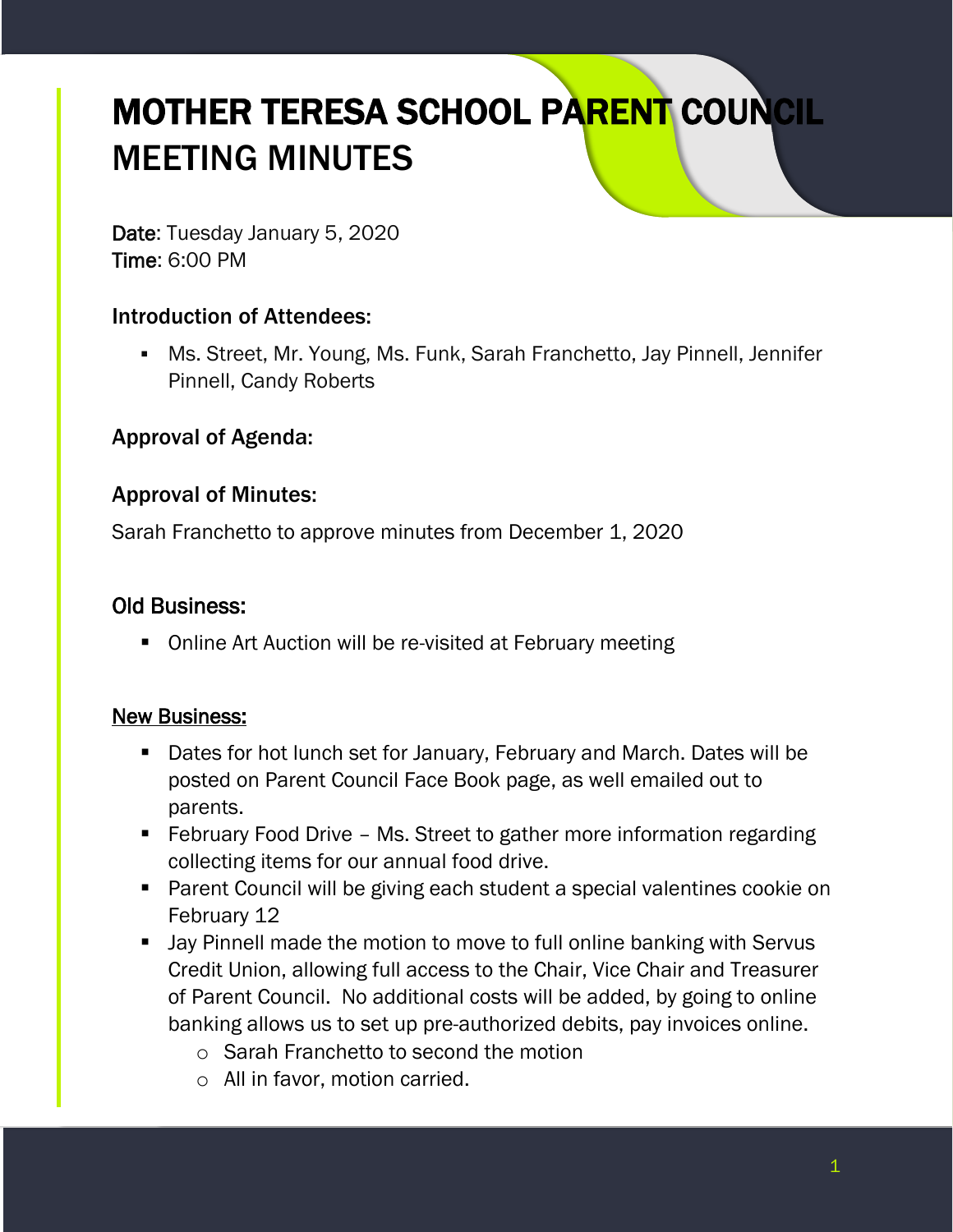# MOTHER TERESA SCHOOL PARENT COUNCIL MEETING MINUTES

**Date**: Tuesday January 5, 2020
**Time**: 6:00 PM

## Introduction of Attendees:

- Ms. Street, Mr. Young, Ms. Funk, Sarah Franchetto, Jay Pinnell, Jennifer Pinnell, Candy Roberts

## Approval of Agenda:

## Approval of Minutes:

Sarah Franchetto to approve minutes from December 1, 2020

## Old Business:

- Online Art Auction will be re-visited at February meeting

## New Business:

- Dates for hot lunch set for January, February and March. Dates will be posted on Parent Council Face Book page, as well emailed out to parents.
- February Food Drive – Ms. Street to gather more information regarding collecting items for our annual food drive.
- Parent Council will be giving each student a special valentines cookie on February 12
- Jay Pinnell made the motion to move to full online banking with Servus Credit Union, allowing full access to the Chair, Vice Chair and Treasurer of Parent Council. No additional costs will be added, by going to online banking allows us to set up pre-authorized debits, pay invoices online.
    - Sarah Franchetto to second the motion
    - All in favor, motion carried.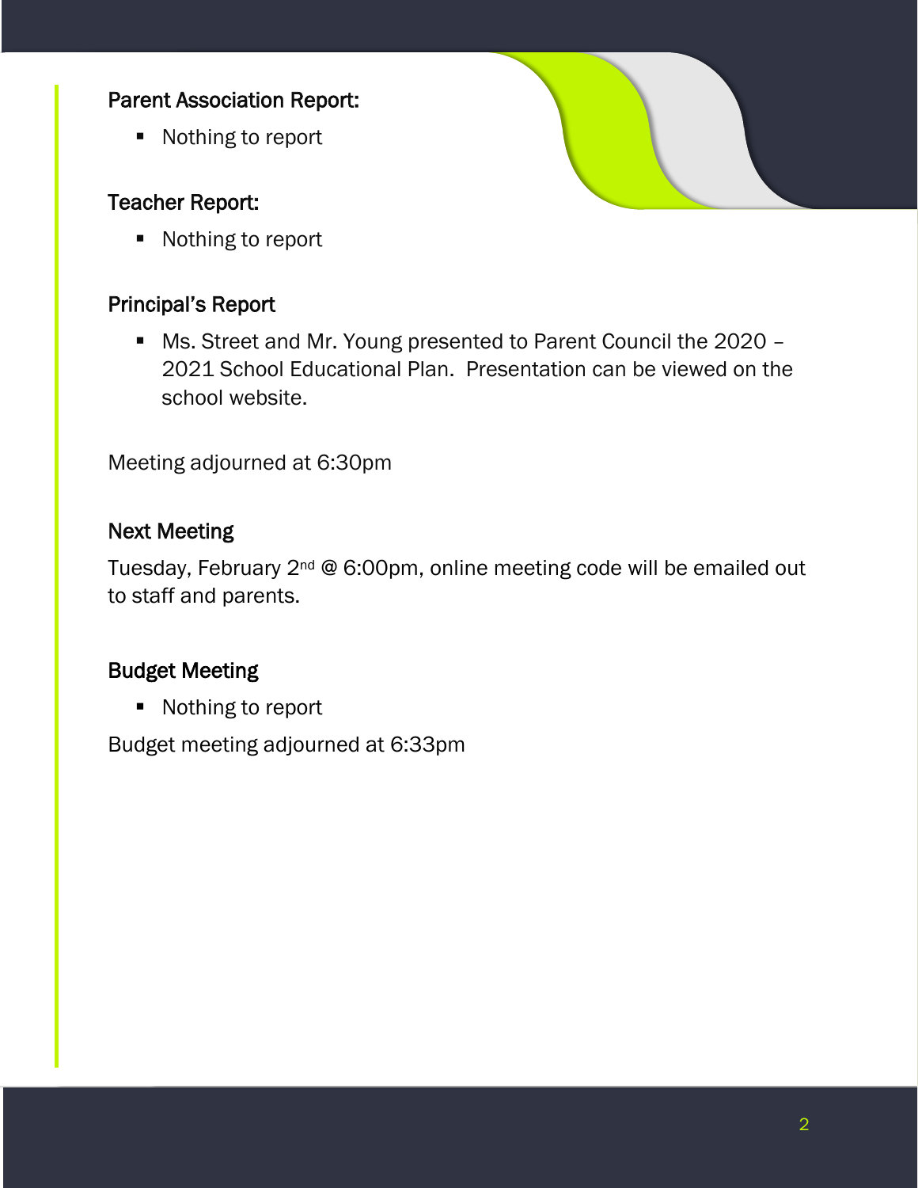### Parent Association Report:

- Nothing to report

### Teacher Report:

- Nothing to report

### Principal's Report

- Ms. Street and Mr. Young presented to Parent Council the 2020 – 2021 School Educational Plan. Presentation can be viewed on the school website.

Meeting adjourned at 6:30pm

### Next Meeting

Tuesday, February 2nd @ 6:00pm, online meeting code will be emailed out to staff and parents.

### Budget Meeting

- Nothing to report

Budget meeting adjourned at 6:33pm